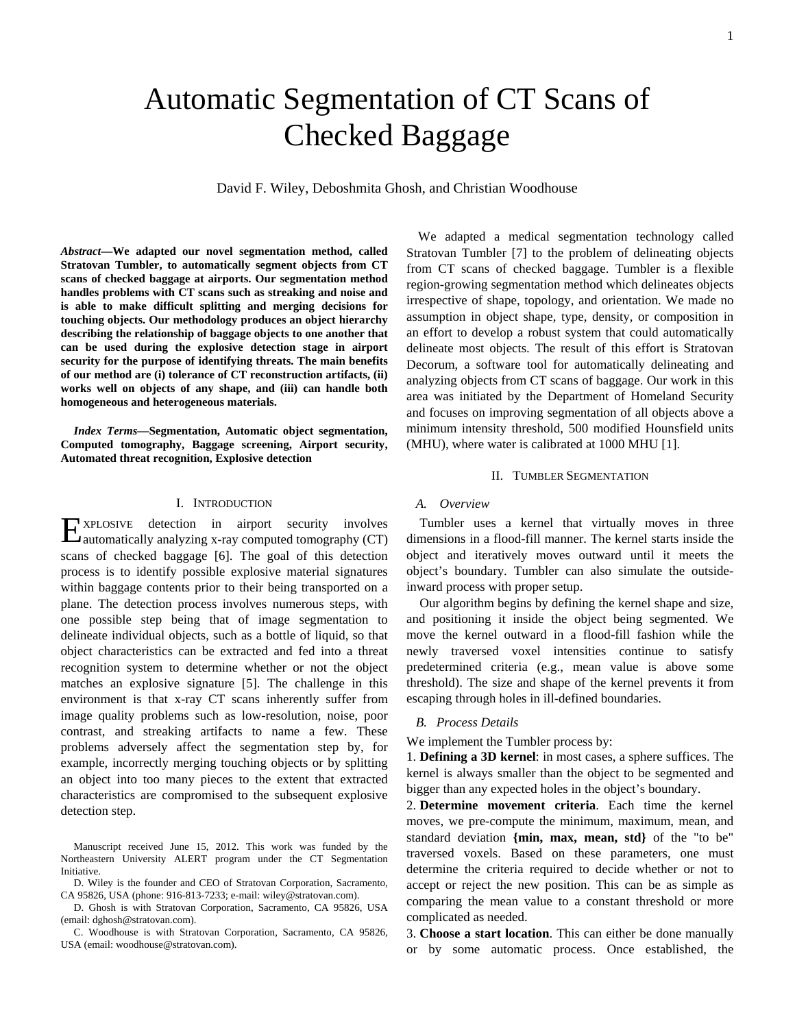# Automatic Segmentation of CT Scans of Checked Baggage

David F. Wiley, Deboshmita Ghosh, and Christian Woodhouse

***Abstract*—We adapted our novel segmentation method, called Stratovan Tumbler, to automatically segment objects from CT scans of checked baggage at airports. Our segmentation method handles problems with CT scans such as streaking and noise and is able to make difficult splitting and merging decisions for touching objects. Our methodology produces an object hierarchy describing the relationship of baggage objects to one another that can be used during the explosive detection stage in airport security for the purpose of identifying threats. The main benefits of our method are (i) tolerance of CT reconstruction artifacts, (ii) works well on objects of any shape, and (iii) can handle both homogeneous and heterogeneous materials.**

***Index Terms*—Segmentation, Automatic object segmentation, Computed tomography, Baggage screening, Airport security, Automated threat recognition, Explosive detection**

## I. Introduction

Explosive detection in airport security involves automatically analyzing x-ray computed tomography (CT) scans of checked baggage [6]. The goal of this detection process is to identify possible explosive material signatures within baggage contents prior to their being transported on a plane. The detection process involves numerous steps, with one possible step being that of image segmentation to delineate individual objects, such as a bottle of liquid, so that object characteristics can be extracted and fed into a threat recognition system to determine whether or not the object matches an explosive signature [5]. The challenge in this environment is that x-ray CT scans inherently suffer from image quality problems such as low-resolution, noise, poor contrast, and streaking artifacts to name a few. These problems adversely affect the segmentation step by, for example, incorrectly merging touching objects or by splitting an object into too many pieces to the extent that extracted characteristics are compromised to the subsequent explosive detection step.

Manuscript received June 15, 2012. This work was funded by the Northeastern University ALERT program under the CT Segmentation Initiative.

D. Wiley is the founder and CEO of Stratovan Corporation, Sacramento, CA 95826, USA (phone: 916-813-7233; e-mail: wiley@stratovan.com).

D. Ghosh is with Stratovan Corporation, Sacramento, CA 95826, USA (email: dghosh@stratovan.com).

C. Woodhouse is with Stratovan Corporation, Sacramento, CA 95826, USA (email: woodhouse@stratovan.com).

We adapted a medical segmentation technology called Stratovan Tumbler [7] to the problem of delineating objects from CT scans of checked baggage. Tumbler is a flexible region-growing segmentation method which delineates objects irrespective of shape, topology, and orientation. We made no assumption in object shape, type, density, or composition in an effort to develop a robust system that could automatically delineate most objects. The result of this effort is Stratovan Decorum, a software tool for automatically delineating and analyzing objects from CT scans of baggage. Our work in this area was initiated by the Department of Homeland Security and focuses on improving segmentation of all objects above a minimum intensity threshold, 500 modified Hounsfield units (MHU), where water is calibrated at 1000 MHU [1].

## II. Tumbler Segmentation

### A. Overview

Tumbler uses a kernel that virtually moves in three dimensions in a flood-fill manner. The kernel starts inside the object and iteratively moves outward until it meets the object's boundary. Tumbler can also simulate the outside-inward process with proper setup.

Our algorithm begins by defining the kernel shape and size, and positioning it inside the object being segmented. We move the kernel outward in a flood-fill fashion while the newly traversed voxel intensities continue to satisfy predetermined criteria (e.g., mean value is above some threshold). The size and shape of the kernel prevents it from escaping through holes in ill-defined boundaries.

### B. Process Details

We implement the Tumbler process by:

1. **Defining a 3D kernel**: in most cases, a sphere suffices. The kernel is always smaller than the object to be segmented and bigger than any expected holes in the object's boundary.
2. **Determine movement criteria**. Each time the kernel moves, we pre-compute the minimum, maximum, mean, and standard deviation **{min, max, mean, std}** of the "to be" traversed voxels. Based on these parameters, one must determine the criteria required to decide whether or not to accept or reject the new position. This can be as simple as comparing the mean value to a constant threshold or more complicated as needed.
3. **Choose a start location**. This can either be done manually or by some automatic process. Once established, the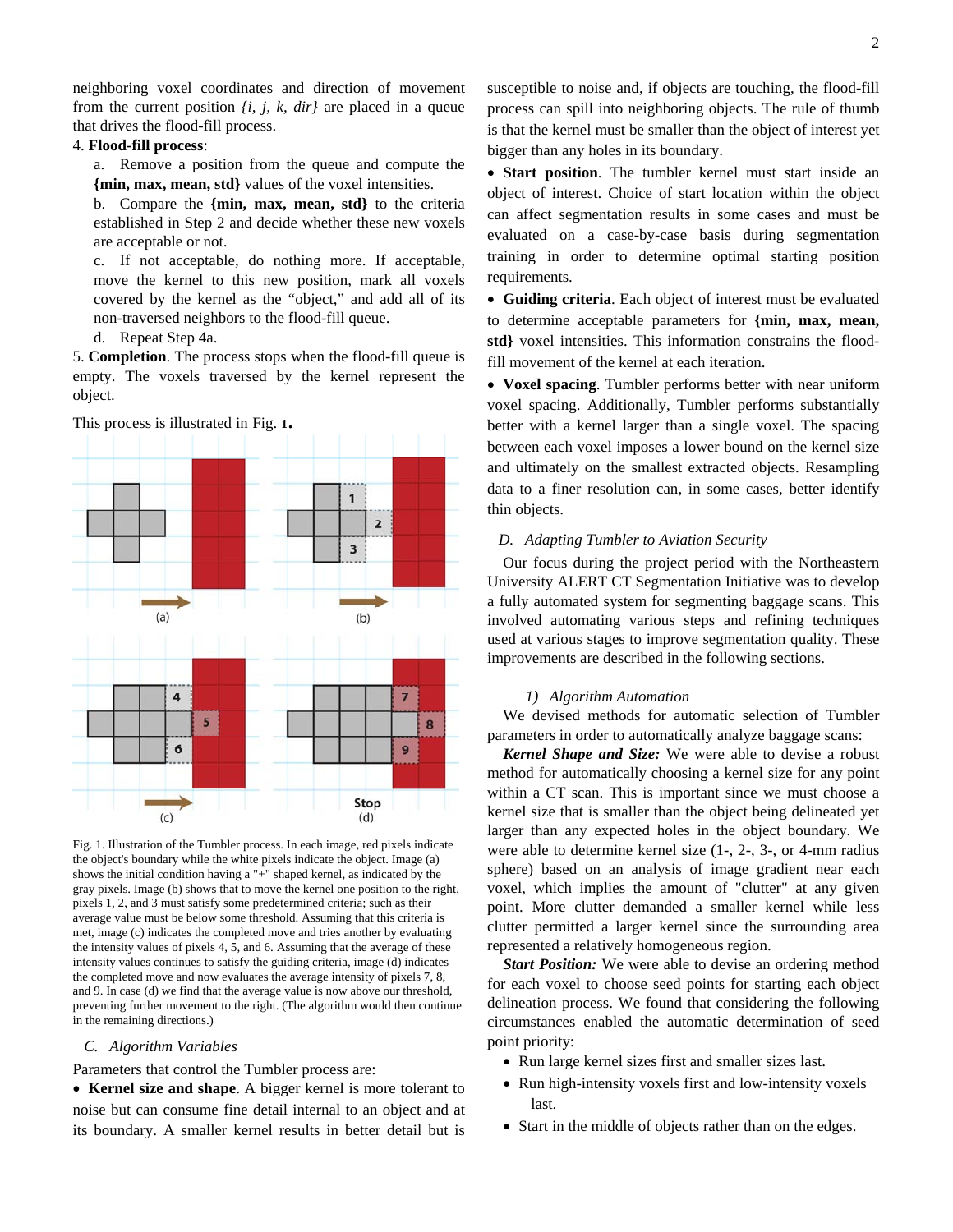neighboring voxel coordinates and direction of movement from the current position *{i, j, k, dir}* are placed in a queue that drives the flood-fill process.

4. **Flood-fill process**:

   a. Remove a position from the queue and compute the **{min, max, mean, std}** values of the voxel intensities.

   b. Compare the **{min, max, mean, std}** to the criteria established in Step 2 and decide whether these new voxels are acceptable or not.

   c. If not acceptable, do nothing more. If acceptable, move the kernel to this new position, mark all voxels covered by the kernel as the "object," and add all of its non-traversed neighbors to the flood-fill queue.

   d. Repeat Step 4a.

5. **Completion**. The process stops when the flood-fill queue is empty. The voxels traversed by the kernel represent the object.

This process is illustrated in Fig. **1**.

Fig. 1. Illustration of the Tumbler process. In each image, red pixels indicate the object's boundary while the white pixels indicate the object. Image (a) shows the initial condition having a "+" shaped kernel, as indicated by the gray pixels. Image (b) shows that to move the kernel one position to the right, pixels 1, 2, and 3 must satisfy some predetermined criteria; such as their average value must be below some threshold. Assuming that this criteria is met, image (c) indicates the completed move and tries another by evaluating the intensity values of pixels 4, 5, and 6. Assuming that the average of these intensity values continues to satisfy the guiding criteria, image (d) indicates the completed move and now evaluates the average intensity of pixels 7, 8, and 9. In case (d) we find that the average value is now above our threshold, preventing further movement to the right. (The algorithm would then continue in the remaining directions.)

### C. Algorithm Variables

Parameters that control the Tumbler process are:

- **Kernel size and shape**. A bigger kernel is more tolerant to noise but can consume fine detail internal to an object and at its boundary. A smaller kernel results in better detail but is susceptible to noise and, if objects are touching, the flood-fill process can spill into neighboring objects. The rule of thumb is that the kernel must be smaller than the object of interest yet bigger than any holes in its boundary.
- **Start position**. The tumbler kernel must start inside an object of interest. Choice of start location within the object can affect segmentation results in some cases and must be evaluated on a case-by-case basis during segmentation training in order to determine optimal starting position requirements.
- **Guiding criteria**. Each object of interest must be evaluated to determine acceptable parameters for **{min, max, mean, std}** voxel intensities. This information constrains the flood-fill movement of the kernel at each iteration.
- **Voxel spacing**. Tumbler performs better with near uniform voxel spacing. Additionally, Tumbler performs substantially better with a kernel larger than a single voxel. The spacing between each voxel imposes a lower bound on the kernel size and ultimately on the smallest extracted objects. Resampling data to a finer resolution can, in some cases, better identify thin objects.

### D. Adapting Tumbler to Aviation Security

Our focus during the project period with the Northeastern University ALERT CT Segmentation Initiative was to develop a fully automated system for segmenting baggage scans. This involved automating various steps and refining techniques used at various stages to improve segmentation quality. These improvements are described in the following sections.

#### 1) Algorithm Automation

We devised methods for automatic selection of Tumbler parameters in order to automatically analyze baggage scans:

***Kernel Shape and Size:*** We were able to devise a robust method for automatically choosing a kernel size for any point within a CT scan. This is important since we must choose a kernel size that is smaller than the object being delineated yet larger than any expected holes in the object boundary. We were able to determine kernel size (1-, 2-, 3-, or 4-mm radius sphere) based on an analysis of image gradient near each voxel, which implies the amount of "clutter" at any given point. More clutter demanded a smaller kernel while less clutter permitted a larger kernel since the surrounding area represented a relatively homogeneous region.

***Start Position:*** We were able to devise an ordering method for each voxel to choose seed points for starting each object delineation process. We found that considering the following circumstances enabled the automatic determination of seed point priority:

- Run large kernel sizes first and smaller sizes last.
- Run high-intensity voxels first and low-intensity voxels last.
- Start in the middle of objects rather than on the edges.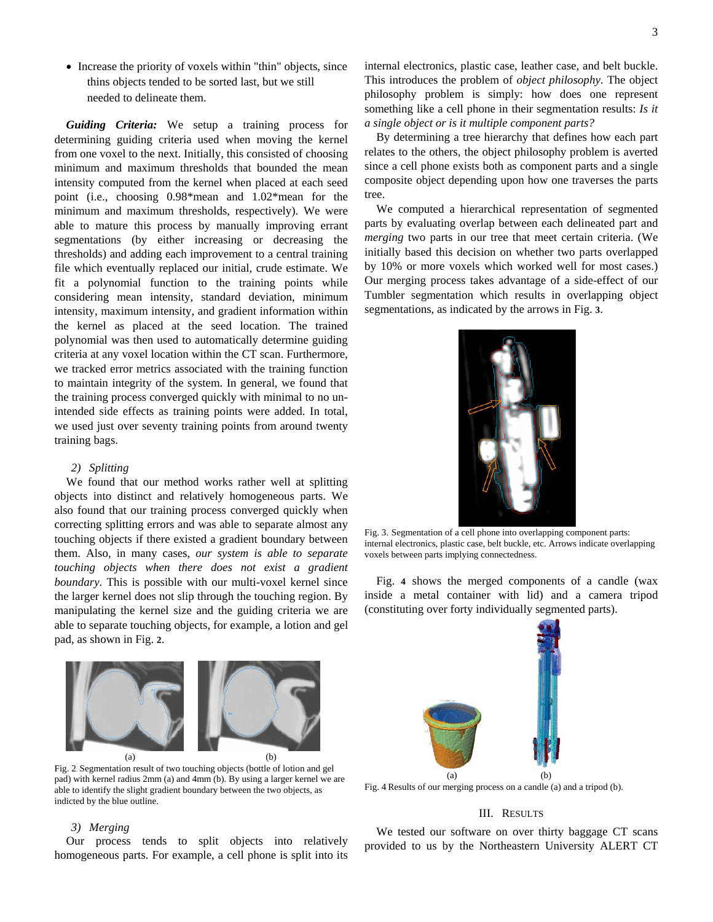- Increase the priority of voxels within "thin" objects, since thins objects tended to be sorted last, but we still needed to delineate them.

***Guiding Criteria:*** We setup a training process for determining guiding criteria used when moving the kernel from one voxel to the next. Initially, this consisted of choosing minimum and maximum thresholds that bounded the mean intensity computed from the kernel when placed at each seed point (i.e., choosing 0.98*mean and 1.02*mean for the minimum and maximum thresholds, respectively). We were able to mature this process by manually improving errant segmentations (by either increasing or decreasing the thresholds) and adding each improvement to a central training file which eventually replaced our initial, crude estimate. We fit a polynomial function to the training points while considering mean intensity, standard deviation, minimum intensity, maximum intensity, and gradient information within the kernel as placed at the seed location. The trained polynomial was then used to automatically determine guiding criteria at any voxel location within the CT scan. Furthermore, we tracked error metrics associated with the training function to maintain integrity of the system. In general, we found that the training process converged quickly with minimal to no unintended side effects as training points were added. In total, we used just over seventy training points from around twenty training bags.

### *2) Splitting*

We found that our method works rather well at splitting objects into distinct and relatively homogeneous parts. We also found that our training process converged quickly when correcting splitting errors and was able to separate almost any touching objects if there existed a gradient boundary between them. Also, in many cases, *our system is able to separate touching objects when there does not exist a gradient boundary*. This is possible with our multi-voxel kernel since the larger kernel does not slip through the touching region. By manipulating the kernel size and the guiding criteria we are able to separate touching objects, for example, a lotion and gel pad, as shown in Fig. **2**.

(a) (b)

Fig. 2 Segmentation result of two touching objects (bottle of lotion and gel pad) with kernel radius 2mm (a) and 4mm (b). By using a larger kernel we are able to identify the slight gradient boundary between the two objects, as indicted by the blue outline.

### *3) Merging*

Our process tends to split objects into relatively homogeneous parts. For example, a cell phone is split into its internal electronics, plastic case, leather case, and belt buckle. This introduces the problem of *object philosophy*. The object philosophy problem is simply: how does one represent something like a cell phone in their segmentation results: *Is it a single object or is it multiple component parts?*

By determining a tree hierarchy that defines how each part relates to the others, the object philosophy problem is averted since a cell phone exists both as component parts and a single composite object depending upon how one traverses the parts tree.

We computed a hierarchical representation of segmented parts by evaluating overlap between each delineated part and *merging* two parts in our tree that meet certain criteria. (We initially based this decision on whether two parts overlapped by 10% or more voxels which worked well for most cases.) Our merging process takes advantage of a side-effect of our Tumbler segmentation which results in overlapping object segmentations, as indicated by the arrows in Fig. **3**.

Fig. 3. Segmentation of a cell phone into overlapping component parts: internal electronics, plastic case, belt buckle, etc. Arrows indicate overlapping voxels between parts implying connectedness.

Fig. **4** shows the merged components of a candle (wax inside a metal container with lid) and a camera tripod (constituting over forty individually segmented parts).

(a) (b)

Fig. 4 Results of our merging process on a candle (a) and a tripod (b).

## III. Results

We tested our software on over thirty baggage CT scans provided to us by the Northeastern University ALERT CT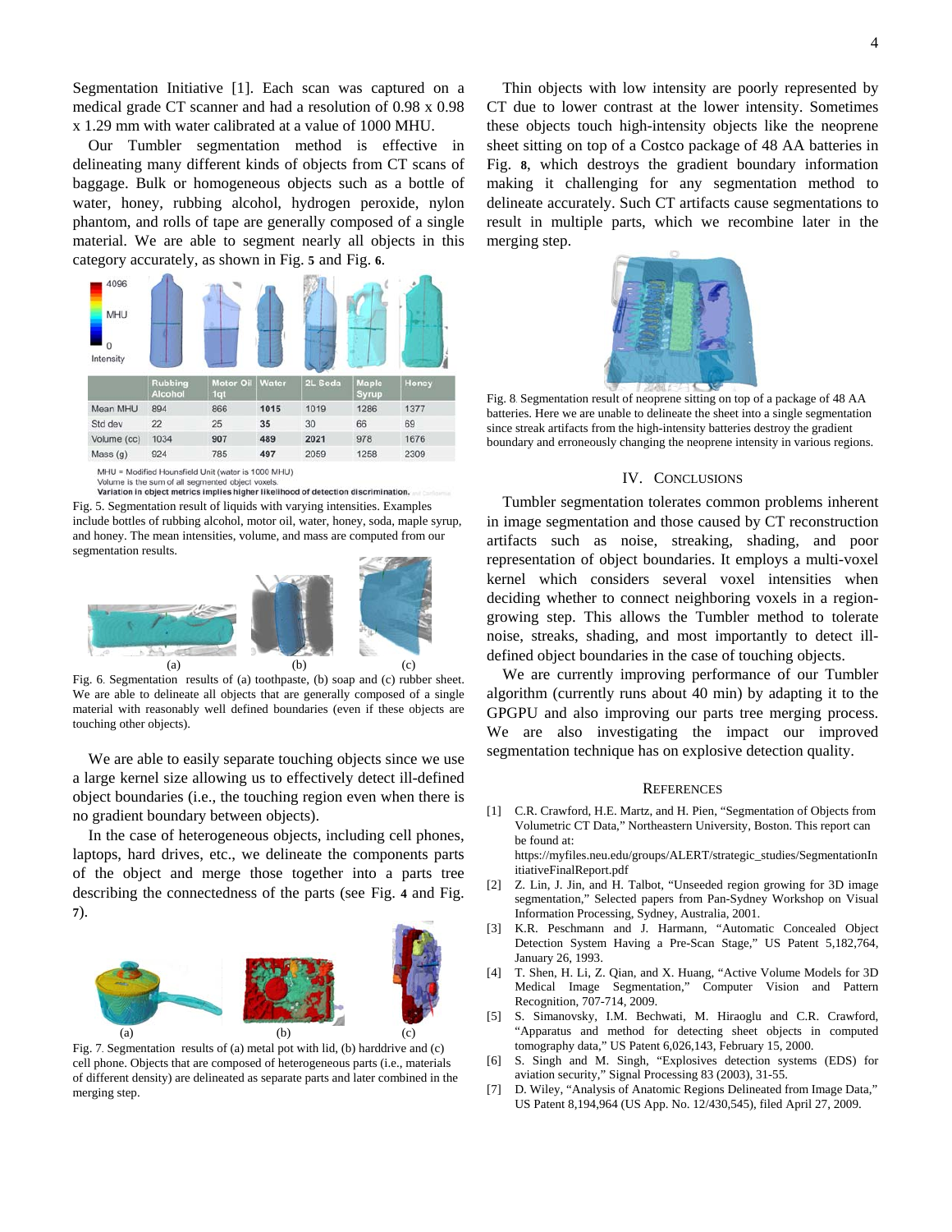Segmentation Initiative [1]. Each scan was captured on a medical grade CT scanner and had a resolution of 0.98 x 0.98 x 1.29 mm with water calibrated at a value of 1000 MHU.

Our Tumbler segmentation method is effective in delineating many different kinds of objects from CT scans of baggage. Bulk or homogeneous objects such as a bottle of water, honey, rubbing alcohol, hydrogen peroxide, nylon phantom, and rolls of tape are generally composed of a single material. We are able to segment nearly all objects in this category accurately, as shown in Fig. 5 and Fig. 6.

4096

MHU

0

Intensity

| | Rubbing Alcohol | Motor Oil 1qt | Water | 2L Soda | Maple Syrup | Honey |
|---|---|---|---|---|---|---|
| Mean MHU | 894 | 866 | 1015 | 1019 | 1286 | 1377 |
| Std dev | 22 | 25 | 35 | 30 | 66 | 69 |
| Volume (cc) | 1034 | 907 | 489 | 2021 | 978 | 1676 |
| Mass (g) | 924 | 785 | 497 | 2059 | 1258 | 2309 |

MHU = Modified Hounsfield Unit (water is 1000 MHU)
Volume is the sum of all segmented object voxels.
**Variation in object metrics implies higher likelihood of detection discrimination.**

Fig. 5. Segmentation result of liquids with varying intensities. Examples include bottles of rubbing alcohol, motor oil, water, honey, soda, maple syrup, and honey. The mean intensities, volume, and mass are computed from our segmentation results.

(a) (b) (c)

Fig. 6. Segmentation results of (a) toothpaste, (b) soap and (c) rubber sheet. We are able to delineate all objects that are generally composed of a single material with reasonably well defined boundaries (even if these objects are touching other objects).

We are able to easily separate touching objects since we use a large kernel size allowing us to effectively detect ill-defined object boundaries (i.e., the touching region even when there is no gradient boundary between objects).

In the case of heterogeneous objects, including cell phones, laptops, hard drives, etc., we delineate the components parts of the object and merge those together into a parts tree describing the connectedness of the parts (see Fig. 4 and Fig. 7).

(a) (b) (c)

Fig. 7. Segmentation results of (a) metal pot with lid, (b) harddrive and (c) cell phone. Objects that are composed of heterogeneous parts (i.e., materials of different density) are delineated as separate parts and later combined in the merging step.

Thin objects with low intensity are poorly represented by CT due to lower contrast at the lower intensity. Sometimes these objects touch high-intensity objects like the neoprene sheet sitting on top of a Costco package of 48 AA batteries in Fig. 8, which destroys the gradient boundary information making it challenging for any segmentation method to delineate accurately. Such CT artifacts cause segmentations to result in multiple parts, which we recombine later in the merging step.

Fig. 8. Segmentation result of neoprene sitting on top of a package of 48 AA batteries. Here we are unable to delineate the sheet into a single segmentation since streak artifacts from the high-intensity batteries destroy the gradient boundary and erroneously changing the neoprene intensity in various regions.

## IV. Conclusions

Tumbler segmentation tolerates common problems inherent in image segmentation and those caused by CT reconstruction artifacts such as noise, streaking, shading, and poor representation of object boundaries. It employs a multi-voxel kernel which considers several voxel intensities when deciding whether to connect neighboring voxels in a region-growing step. This allows the Tumbler method to tolerate noise, streaks, shading, and most importantly to detect ill-defined object boundaries in the case of touching objects.

We are currently improving performance of our Tumbler algorithm (currently runs about 40 min) by adapting it to the GPGPU and also improving our parts tree merging process. We are also investigating the impact our improved segmentation technique has on explosive detection quality.

## References

[1] C.R. Crawford, H.E. Martz, and H. Pien, "Segmentation of Objects from Volumetric CT Data," Northeastern University, Boston. This report can be found at: https://myfiles.neu.edu/groups/ALERT/strategic_studies/SegmentationInitiativeFinalReport.pdf

[2] Z. Lin, J. Jin, and H. Talbot, "Unseeded region growing for 3D image segmentation," Selected papers from Pan-Sydney Workshop on Visual Information Processing, Sydney, Australia, 2001.

[3] K.R. Peschmann and J. Harmann, "Automatic Concealed Object Detection System Having a Pre-Scan Stage," US Patent 5,182,764, January 26, 1993.

[4] T. Shen, H. Li, Z. Qian, and X. Huang, "Active Volume Models for 3D Medical Image Segmentation," Computer Vision and Pattern Recognition, 707-714, 2009.

[5] S. Simanovsky, I.M. Bechwati, M. Hiraoglu and C.R. Crawford, "Apparatus and method for detecting sheet objects in computed tomography data," US Patent 6,026,143, February 15, 2000.

[6] S. Singh and M. Singh, "Explosives detection systems (EDS) for aviation security," Signal Processing 83 (2003), 31-55.

[7] D. Wiley, "Analysis of Anatomic Regions Delineated from Image Data," US Patent 8,194,964 (US App. No. 12/430,545), filed April 27, 2009.